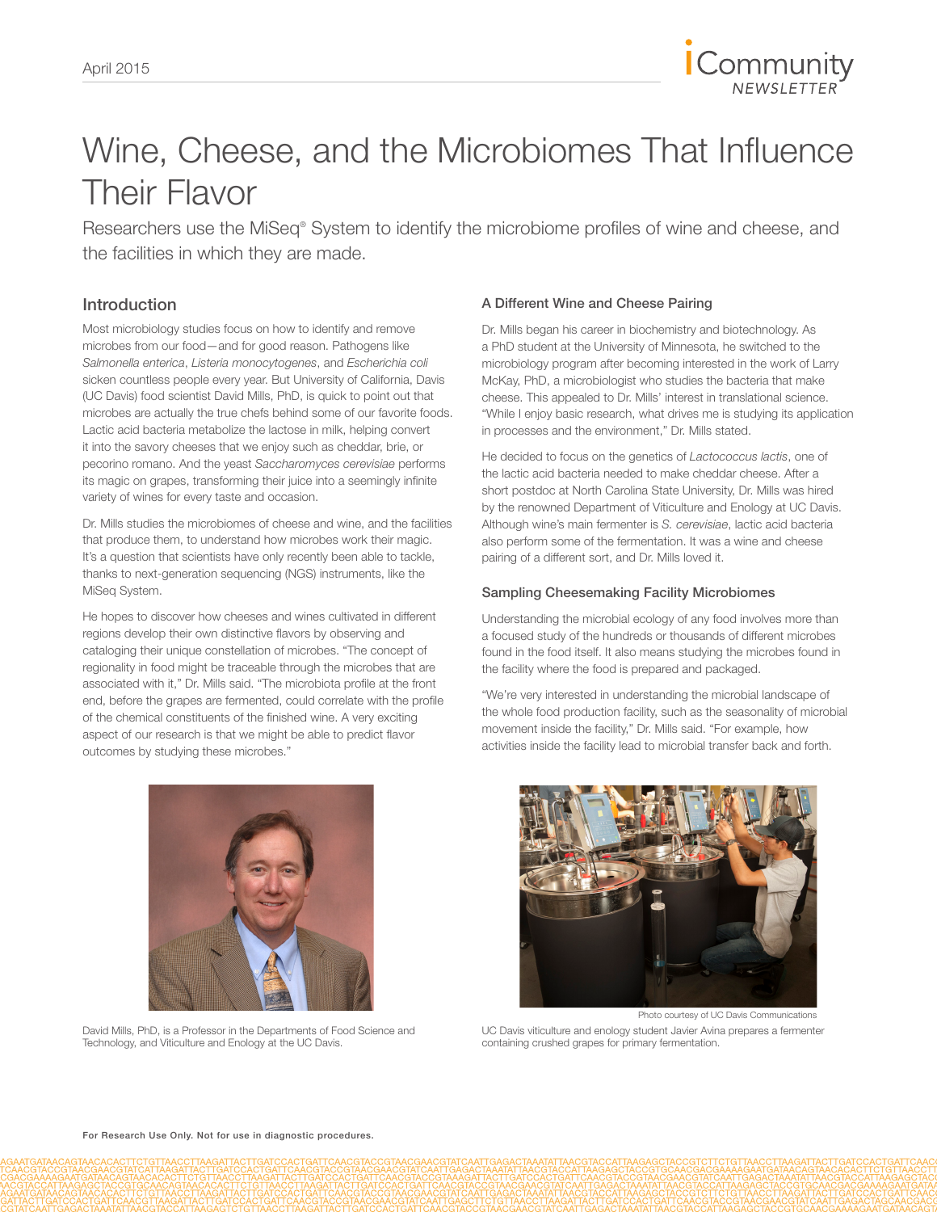# Wine, Cheese, and the Microbiomes That Influence Their Flavor

Researchers use the MiSeq® System to identify the microbiome profiles of wine and cheese, and the facilities in which they are made.

## Introduction

Most microbiology studies focus on how to identify and remove microbes from our food—and for good reason. Pathogens like *Salmonella enterica*, *Listeria monocytogenes*, and *Escherichia coli* sicken countless people every year. But University of California, Davis (UC Davis) food scientist David Mills, PhD, is quick to point out that microbes are actually the true chefs behind some of our favorite foods. Lactic acid bacteria metabolize the lactose in milk, helping convert it into the savory cheeses that we enjoy such as cheddar, brie, or pecorino romano. And the yeast *Saccharomyces cerevisiae* performs its magic on grapes, transforming their juice into a seemingly infinite variety of wines for every taste and occasion.

Dr. Mills studies the microbiomes of cheese and wine, and the facilities that produce them, to understand how microbes work their magic. It's a question that scientists have only recently been able to tackle, thanks to next-generation sequencing (NGS) instruments, like the MiSeq System.

He hopes to discover how cheeses and wines cultivated in different regions develop their own distinctive flavors by observing and cataloging their unique constellation of microbes. "The concept of regionality in food might be traceable through the microbes that are associated with it," Dr. Mills said. "The microbiota profile at the front end, before the grapes are fermented, could correlate with the profile of the chemical constituents of the finished wine. A very exciting aspect of our research is that we might be able to predict flavor outcomes by studying these microbes."

David Mills, PhD, is a Professor in the Departments of Food Science and Technology, and Viticulture and Enology at the UC Davis.

### A Different Wine and Cheese Pairing

Dr. Mills began his career in biochemistry and biotechnology. As a PhD student at the University of Minnesota, he switched to the microbiology program after becoming interested in the work of Larry McKay, PhD, a microbiologist who studies the bacteria that make cheese. This appealed to Dr. Mills' interest in translational science. "While I enjoy basic research, what drives me is studying its application in processes and the environment," Dr. Mills stated.

He decided to focus on the genetics of *Lactococcus lactis*, one of the lactic acid bacteria needed to make cheddar cheese. After a short postdoc at North Carolina State University, Dr. Mills was hired by the renowned Department of Viticulture and Enology at UC Davis. Although wine's main fermenter is *S. cerevisiae*, lactic acid bacteria also perform some of the fermentation. It was a wine and cheese pairing of a different sort, and Dr. Mills loved it.

### Sampling Cheesemaking Facility Microbiomes

Understanding the microbial ecology of any food involves more than a focused study of the hundreds or thousands of different microbes found in the food itself. It also means studying the microbes found in the facility where the food is prepared and packaged.

"We're very interested in understanding the microbial landscape of the whole food production facility, such as the seasonality of microbial movement inside the facility," Dr. Mills said. "For example, how activities inside the facility lead to microbial transfer back and forth.

Photo courtesy of UC Davis Communications

UC Davis viticulture and enology student Javier Avina prepares a fermenter containing crushed grapes for primary fermentation.

For Research Use Only. Not for use in diagnostic procedures.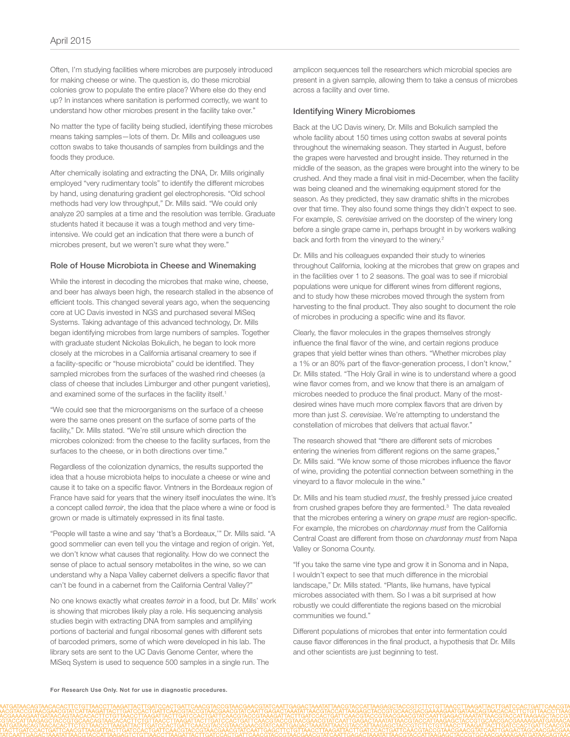Often, I'm studying facilities where microbes are purposely introduced for making cheese or wine. The question is, do these microbial colonies grow to populate the entire place? Where else do they end up? In instances where sanitation is performed correctly, we want to understand how other microbes present in the facility take over."

No matter the type of facility being studied, identifying these microbes means taking samples—lots of them. Dr. Mills and colleagues use cotton swabs to take thousands of samples from buildings and the foods they produce.

After chemically isolating and extracting the DNA, Dr. Mills originally employed "very rudimentary tools" to identify the different microbes by hand, using denaturing gradient gel electrophoresis. "Old school methods had very low throughput," Dr. Mills said. "We could only analyze 20 samples at a time and the resolution was terrible. Graduate students hated it because it was a tough method and very time-intensive. We could get an indication that there were a bunch of microbes present, but we weren't sure what they were."

### Role of House Microbiota in Cheese and Winemaking

While the interest in decoding the microbes that make wine, cheese, and beer has always been high, the research stalled in the absence of efficient tools. This changed several years ago, when the sequencing core at UC Davis invested in NGS and purchased several MiSeq Systems. Taking advantage of this advanced technology, Dr. Mills began identifying microbes from large numbers of samples. Together with graduate student Nickolas Bokulich, he began to look more closely at the microbes in a California artisanal creamery to see if a facility-specific or "house microbiota" could be identified. They sampled microbes from the surfaces of the washed rind cheeses (a class of cheese that includes Limburger and other pungent varieties), and examined some of the surfaces in the facility itself.[1]

"We could see that the microorganisms on the surface of a cheese were the same ones present on the surface of some parts of the facility," Dr. Mills stated. "We're still unsure which direction the microbes colonized: from the cheese to the facility surfaces, from the surfaces to the cheese, or in both directions over time."

Regardless of the colonization dynamics, the results supported the idea that a house microbiota helps to inoculate a cheese or wine and cause it to take on a specific flavor. Vintners in the Bordeaux region of France have said for years that the winery itself inoculates the wine. It's a concept called *terroir*, the idea that the place where a wine or food is grown or made is ultimately expressed in its final taste.

"People will taste a wine and say 'that's a Bordeaux,'" Dr. Mills said. "A good sommelier can even tell you the vintage and region of origin. Yet, we don't know what causes that regionality. How do we connect the sense of place to actual sensory metabolites in the wine, so we can understand why a Napa Valley cabernet delivers a specific flavor that can't be found in a cabernet from the California Central Valley?"

No one knows exactly what creates *terroir* in a food, but Dr. Mills' work is showing that microbes likely play a role. His sequencing analysis studies begin with extracting DNA from samples and amplifying portions of bacterial and fungal ribosomal genes with different sets of barcoded primers, some of which were developed in his lab. The library sets are sent to the UC Davis Genome Center, where the MiSeq System is used to sequence 500 samples in a single run. The amplicon sequences tell the researchers which microbial species are present in a given sample, allowing them to take a census of microbes across a facility and over time.

### Identifying Winery Microbiomes

Back at the UC Davis winery, Dr. Mills and Bokulich sampled the whole facility about 150 times using cotton swabs at several points throughout the winemaking season. They started in August, before the grapes were harvested and brought inside. They returned in the middle of the season, as the grapes were brought into the winery to be crushed. And they made a final visit in mid-December, when the facility was being cleaned and the winemaking equipment stored for the season. As they predicted, they saw dramatic shifts in the microbes over that time. They also found some things they didn't expect to see. For example, *S. cerevisiae* arrived on the doorstep of the winery long before a single grape came in, perhaps brought in by workers walking back and forth from the vineyard to the winery.[2]

Dr. Mills and his colleagues expanded their study to wineries throughout California, looking at the microbes that grew on grapes and in the facilities over 1 to 2 seasons. The goal was to see if microbial populations were unique for different wines from different regions, and to study how these microbes moved through the system from harvesting to the final product. They also sought to document the role of microbes in producing a specific wine and its flavor.

Clearly, the flavor molecules in the grapes themselves strongly influence the final flavor of the wine, and certain regions produce grapes that yield better wines than others. "Whether microbes play a 1% or an 80% part of the flavor-generation process, I don't know," Dr. Mills stated. "The Holy Grail in wine is to understand where a good wine flavor comes from, and we know that there is an amalgam of microbes needed to produce the final product. Many of the most-desired wines have much more complex flavors that are driven by more than just *S. cerevisiae*. We're attempting to understand the constellation of microbes that delivers that actual flavor."

The research showed that "there are different sets of microbes entering the wineries from different regions on the same grapes," Dr. Mills said. "We know some of those microbes influence the flavor of wine, providing the potential connection between something in the vineyard to a flavor molecule in the wine."

Dr. Mills and his team studied *must*, the freshly pressed juice created from crushed grapes before they are fermented.[3] The data revealed that the microbes entering a winery on *grape must* are region-specific. For example, the microbes on *chardonnay must* from the California Central Coast are different from those on *chardonnay must* from Napa Valley or Sonoma County.

"If you take the same vine type and grow it in Sonoma and in Napa, I wouldn't expect to see that much difference in the microbial landscape," Dr. Mills stated. "Plants, like humans, have typical microbes associated with them. So I was a bit surprised at how robustly we could differentiate the regions based on the microbial communities we found."

Different populations of microbes that enter into fermentation could cause flavor differences in the final product, a hypothesis that Dr. Mills and other scientists are just beginning to test.

For Research Use Only. Not for use in diagnostic procedures.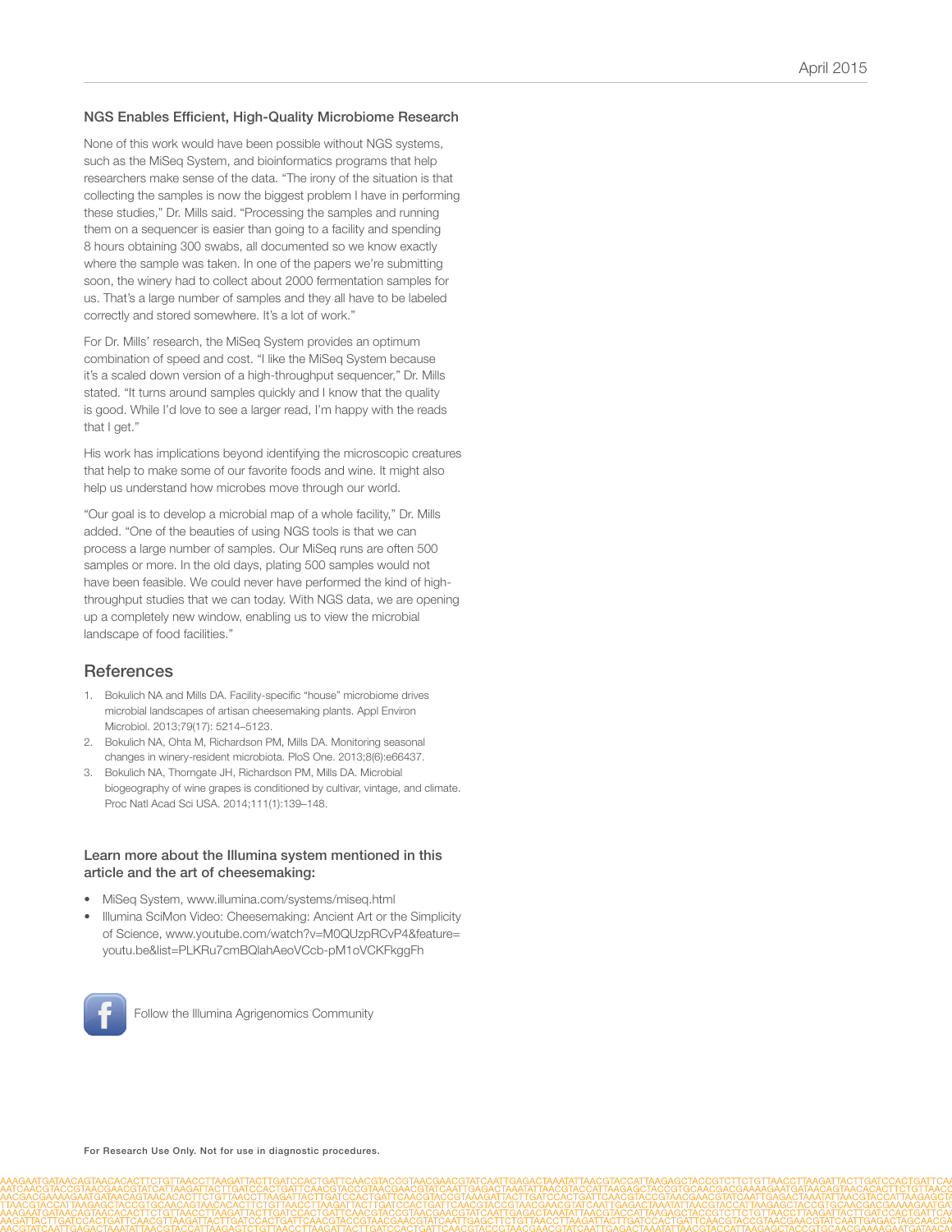### NGS Enables Efficient, High-Quality Microbiome Research

None of this work would have been possible without NGS systems, such as the MiSeq System, and bioinformatics programs that help researchers make sense of the data. "The irony of the situation is that collecting the samples is now the biggest problem I have in performing these studies," Dr. Mills said. "Processing the samples and running them on a sequencer is easier than going to a facility and spending 8 hours obtaining 300 swabs, all documented so we know exactly where the sample was taken. In one of the papers we're submitting soon, the winery had to collect about 2000 fermentation samples for us. That's a large number of samples and they all have to be labeled correctly and stored somewhere. It's a lot of work."

For Dr. Mills' research, the MiSeq System provides an optimum combination of speed and cost. "I like the MiSeq System because it's a scaled down version of a high-throughput sequencer," Dr. Mills stated. "It turns around samples quickly and I know that the quality is good. While I'd love to see a larger read, I'm happy with the reads that I get."

His work has implications beyond identifying the microscopic creatures that help to make some of our favorite foods and wine. It might also help us understand how microbes move through our world.

"Our goal is to develop a microbial map of a whole facility," Dr. Mills added. "One of the beauties of using NGS tools is that we can process a large number of samples. Our MiSeq runs are often 500 samples or more. In the old days, plating 500 samples would not have been feasible. We could never have performed the kind of high-throughput studies that we can today. With NGS data, we are opening up a completely new window, enabling us to view the microbial landscape of food facilities."

## References

1. Bokulich NA and Mills DA. Facility-specific "house" microbiome drives microbial landscapes of artisan cheesemaking plants. Appl Environ Microbiol. 2013;79(17): 5214–5123.
2. Bokulich NA, Ohta M, Richardson PM, Mills DA. Monitoring seasonal changes in winery-resident microbiota. PloS One. 2013;8(6):e66437.
3. Bokulich NA, Thorngate JH, Richardson PM, Mills DA. Microbial biogeography of wine grapes is conditioned by cultivar, vintage, and climate. Proc Natl Acad Sci USA. 2014;111(1):139–148.

### Learn more about the Illumina system mentioned in this article and the art of cheesemaking:

- MiSeq System, www.illumina.com/systems/miseq.html
- Illumina SciMon Video: Cheesemaking: Ancient Art or the Simplicity of Science, www.youtube.com/watch?v=M0QUzpRCvP4&feature=youtu.be&list=PLKRu7cmBQlahAeoVCcb-pM1oVCKFkggFh

Follow the Illumina Agrigenomics Community

For Research Use Only. Not for use in diagnostic procedures.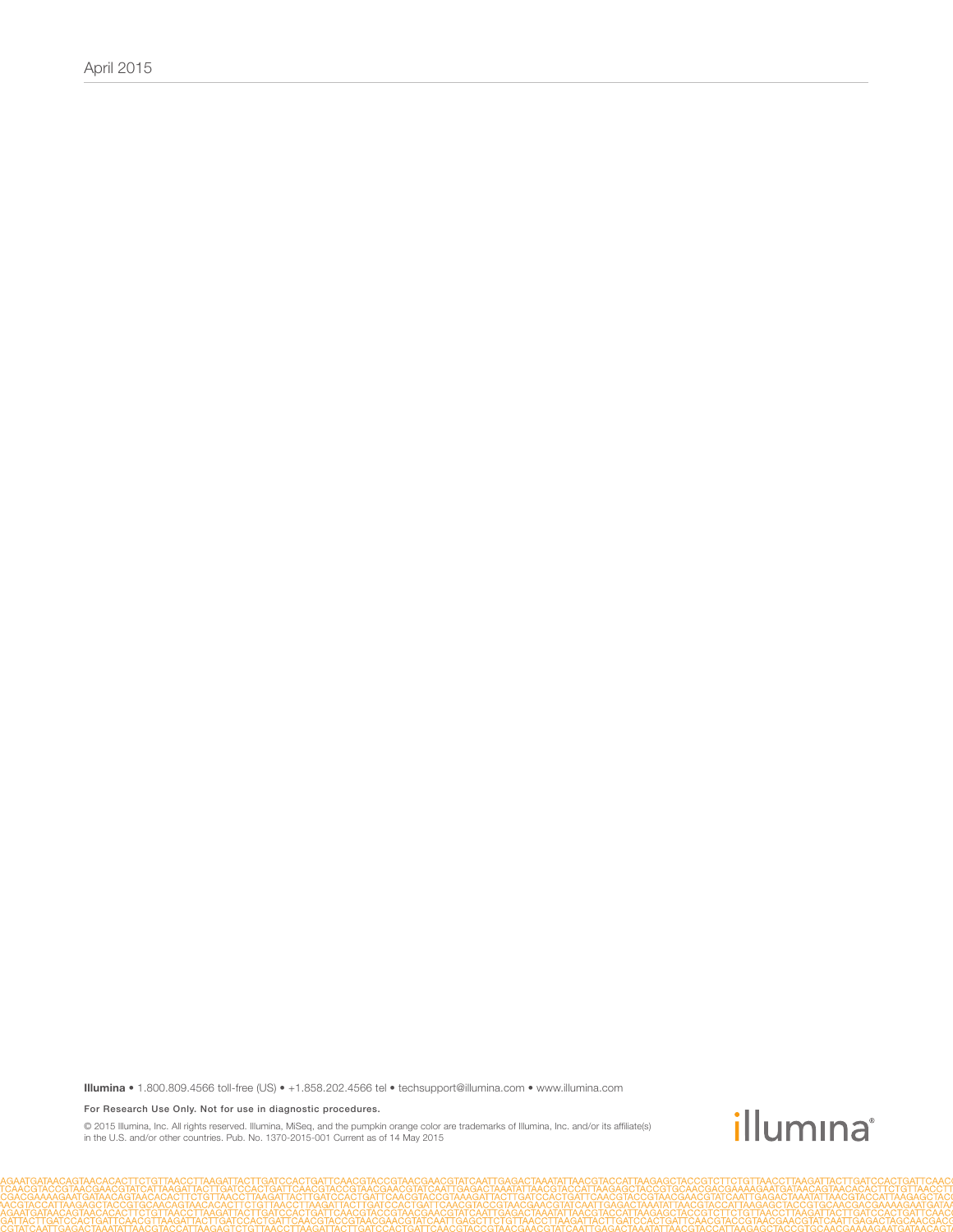April 2015

**Illumina** • 1.800.809.4566 toll-free (US) • +1.858.202.4566 tel • techsupport@illumina.com • www.illumina.com

For Research Use Only. Not for use in diagnostic procedures.

© 2015 Illumina, Inc. All rights reserved. Illumina, MiSeq, and the pumpkin orange color are trademarks of Illumina, Inc. and/or its affiliate(s) in the U.S. and/or other countries. Pub. No. 1370-2015-001 Current as of 14 May 2015